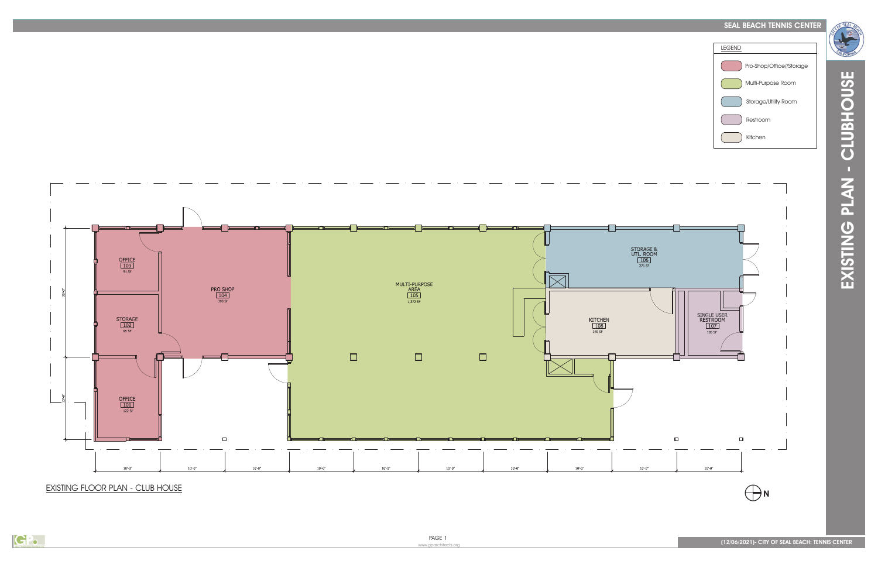# EXISTING PLAN - CLUBHOUSE

## SEAL BEACH TENNIS CENTER

| LEGEND |
| --- |
| Pro-Shop/Office//Storage |
| Multi-Purpose Room |
| Storage/Utility Room |
| Restroom |
| Kitchen |

OFFICE 103 91 SF

STORAGE 102 95 SF

OFFICE 101 122 SF

PRO SHOP 104 390 SF

MULTI-PURPOSE AREA 105 1,372 SF

STORAGE & UTL. ROOM 106 271 SF

KITCHEN 108 240 SF

SINGLE USER RESTROOM 107 105 SF

20'-0"

12'-0"

10'-0" 10'-0" 10'-0" 10'-0" 10'-0" 10'-0" 10'-0" 10'-0" 10'-0" 10'-0"

EXISTING FLOOR PLAN - CLUB HOUSE

N

www.gparchitects.org

(12/06/2021)- CITY OF SEAL BEACH: TENNIS CENTER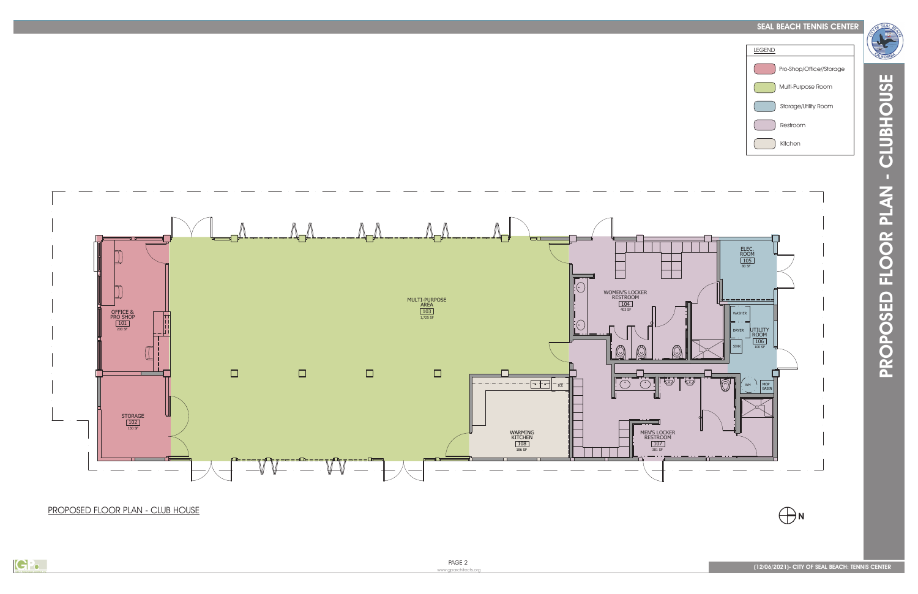# PROPOSED FLOOR PLAN - CLUBHOUSE

SEAL BEACH TENNIS CENTER

LEGEND

- Pro-Shop/Office//Storage
- Multi-Purpose Room
- Storage/Utility Room
- Restroom
- Kitchen

OFFICE & PRO SHOP
101
200 SF

STORAGE
102
130 SF

MULTI-PURPOSE AREA
103
1,725 SF

WOMEN'S LOCKER RESTROOM
104
403 SF

ELEC. ROOM
105
80 SF

UTILITY ROOM
106
100 SF

WASHER

DRYER

SINK

WH

MOP BASIN

MEN'S LOCKER RESTROOM
107
381 SF

WARMING KITCHEN
108
186 SF

ICE

PROPOSED FLOOR PLAN - CLUB HOUSE

N

www.gparchitects.org

(12/06/2021)- CITY OF SEAL BEACH: TENNIS CENTER